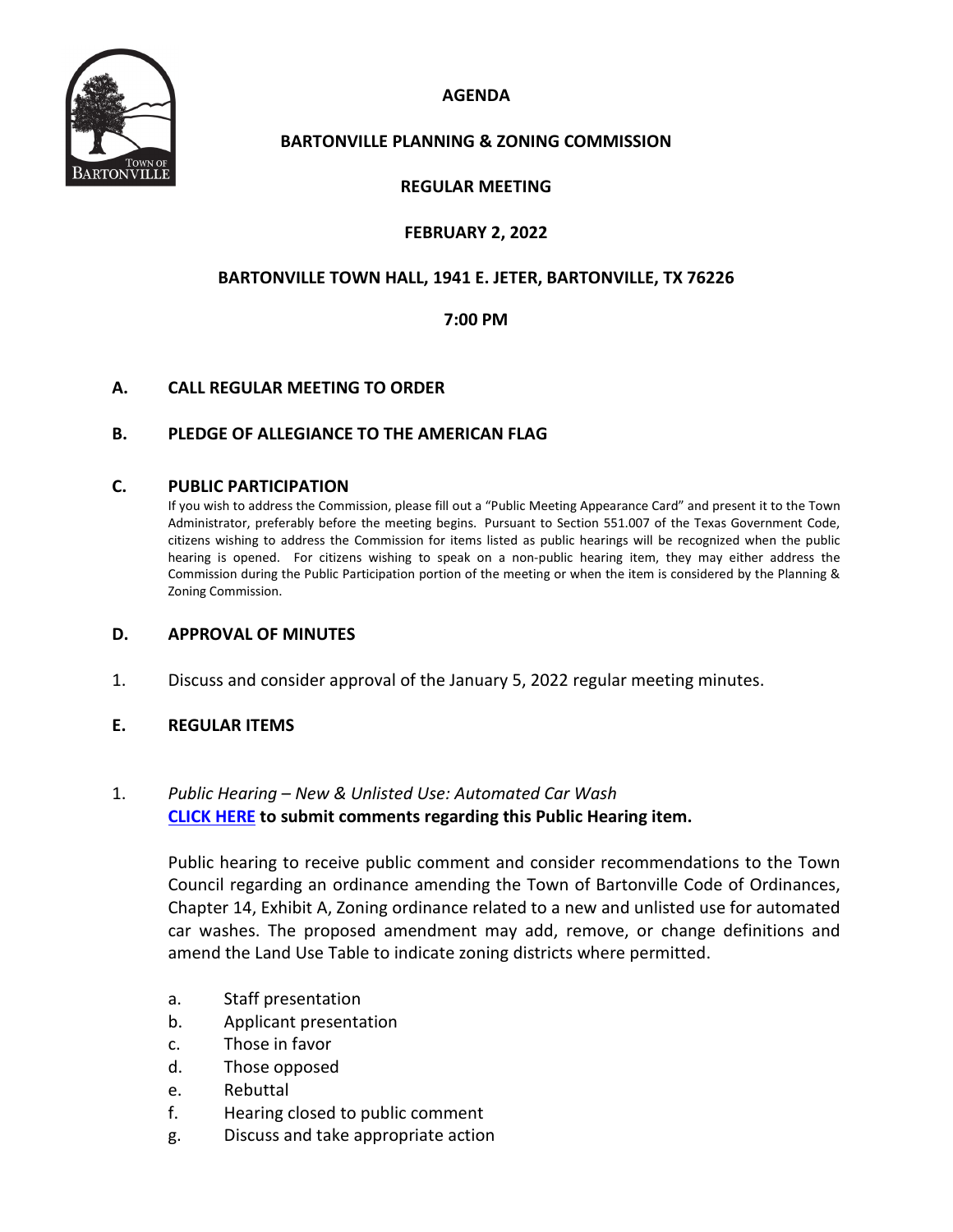# AGENDA

## BARTONVILLE PLANNING & ZONING COMMISSION

## REGULAR MEETING

## FEBRUARY 2, 2022

## BARTONVILLE TOWN HALL, 1941 E. JETER, BARTONVILLE, TX 76226

## 7:00 PM

### A. CALL REGULAR MEETING TO ORDER

### B. PLEDGE OF ALLEGIANCE TO THE AMERICAN FLAG

### C. PUBLIC PARTICIPATION

If you wish to address the Commission, please fill out a "Public Meeting Appearance Card" and present it to the Town Administrator, preferably before the meeting begins. Pursuant to Section 551.007 of the Texas Government Code, citizens wishing to address the Commission for items listed as public hearings will be recognized when the public hearing is opened. For citizens wishing to speak on a non-public hearing item, they may either address the Commission during the Public Participation portion of the meeting or when the item is considered by the Planning & Zoning Commission.

### D. APPROVAL OF MINUTES

1. Discuss and consider approval of the January 5, 2022 regular meeting minutes.

### E. REGULAR ITEMS

1. *Public Hearing – New & Unlisted Use: Automated Car Wash*
   **CLICK HERE to submit comments regarding this Public Hearing item.**

   Public hearing to receive public comment and consider recommendations to the Town Council regarding an ordinance amending the Town of Bartonville Code of Ordinances, Chapter 14, Exhibit A, Zoning ordinance related to a new and unlisted use for automated car washes. The proposed amendment may add, remove, or change definitions and amend the Land Use Table to indicate zoning districts where permitted.

   a. Staff presentation
   b. Applicant presentation
   c. Those in favor
   d. Those opposed
   e. Rebuttal
   f. Hearing closed to public comment
   g. Discuss and take appropriate action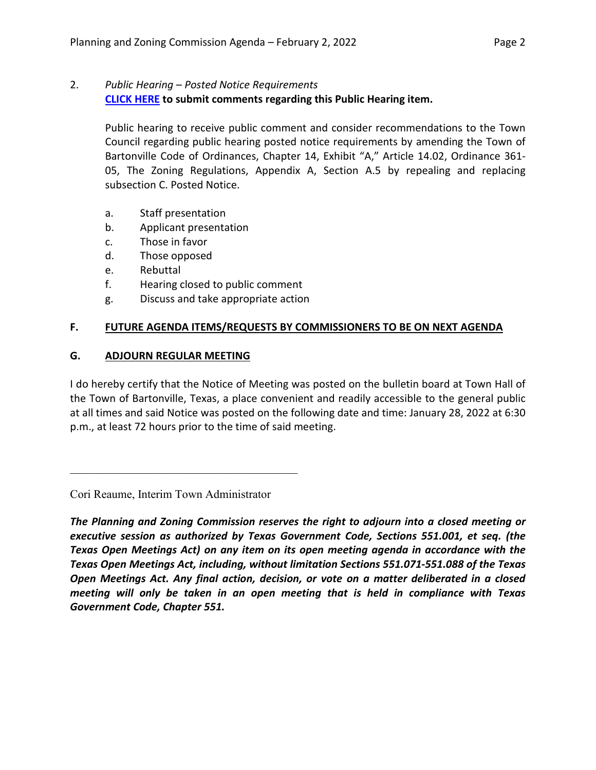2. *Public Hearing – Posted Notice Requirements*
**CLICK HERE to submit comments regarding this Public Hearing item.**

Public hearing to receive public comment and consider recommendations to the Town Council regarding public hearing posted notice requirements by amending the Town of Bartonville Code of Ordinances, Chapter 14, Exhibit "A," Article 14.02, Ordinance 361-05, The Zoning Regulations, Appendix A, Section A.5 by repealing and replacing subsection C. Posted Notice.

a. Staff presentation
b. Applicant presentation
c. Those in favor
d. Those opposed
e. Rebuttal
f. Hearing closed to public comment
g. Discuss and take appropriate action

## F. FUTURE AGENDA ITEMS/REQUESTS BY COMMISSIONERS TO BE ON NEXT AGENDA

## G. ADJOURN REGULAR MEETING

I do hereby certify that the Notice of Meeting was posted on the bulletin board at Town Hall of the Town of Bartonville, Texas, a place convenient and readily accessible to the general public at all times and said Notice was posted on the following date and time: January 28, 2022 at 6:30 p.m., at least 72 hours prior to the time of said meeting.

\_\_\_\_\_\_\_\_\_\_\_\_\_\_\_\_\_\_\_\_\_\_\_\_\_\_\_\_\_\_\_\_\_\_\_\_\_\_\_\_

Cori Reaume, Interim Town Administrator

***The Planning and Zoning Commission reserves the right to adjourn into a closed meeting or executive session as authorized by Texas Government Code, Sections 551.001, et seq. (the Texas Open Meetings Act) on any item on its open meeting agenda in accordance with the Texas Open Meetings Act, including, without limitation Sections 551.071-551.088 of the Texas Open Meetings Act. Any final action, decision, or vote on a matter deliberated in a closed meeting will only be taken in an open meeting that is held in compliance with Texas Government Code, Chapter 551.***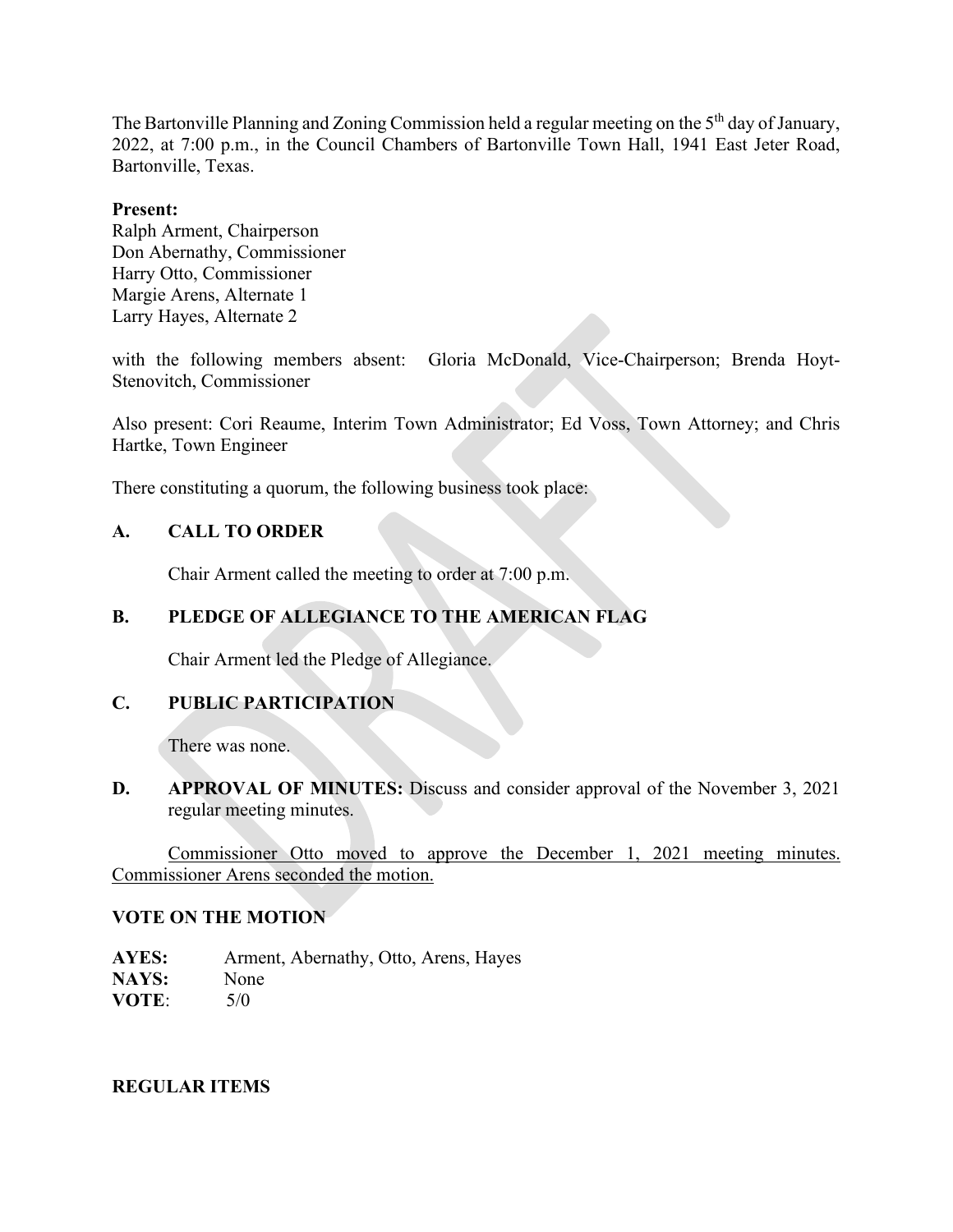The Bartonville Planning and Zoning Commission held a regular meeting on the 5th day of January, 2022, at 7:00 p.m., in the Council Chambers of Bartonville Town Hall, 1941 East Jeter Road, Bartonville, Texas.

**Present:**
Ralph Arment, Chairperson
Don Abernathy, Commissioner
Harry Otto, Commissioner
Margie Arens, Alternate 1
Larry Hayes, Alternate 2

with the following members absent: Gloria McDonald, Vice-Chairperson; Brenda Hoyt-Stenovitch, Commissioner

Also present: Cori Reaume, Interim Town Administrator; Ed Voss, Town Attorney; and Chris Hartke, Town Engineer

There constituting a quorum, the following business took place:

## A. CALL TO ORDER

Chair Arment called the meeting to order at 7:00 p.m.

## B. PLEDGE OF ALLEGIANCE TO THE AMERICAN FLAG

Chair Arment led the Pledge of Allegiance.

## C. PUBLIC PARTICIPATION

There was none.

**D. APPROVAL OF MINUTES:** Discuss and consider approval of the November 3, 2021 regular meeting minutes.

<u>Commissioner Otto moved to approve the December 1, 2021 meeting minutes. Commissioner Arens seconded the motion.</u>

**VOTE ON THE MOTION**

**AYES:** Arment, Abernathy, Otto, Arens, Hayes
**NAYS:** None
**VOTE:** 5/0

**REGULAR ITEMS**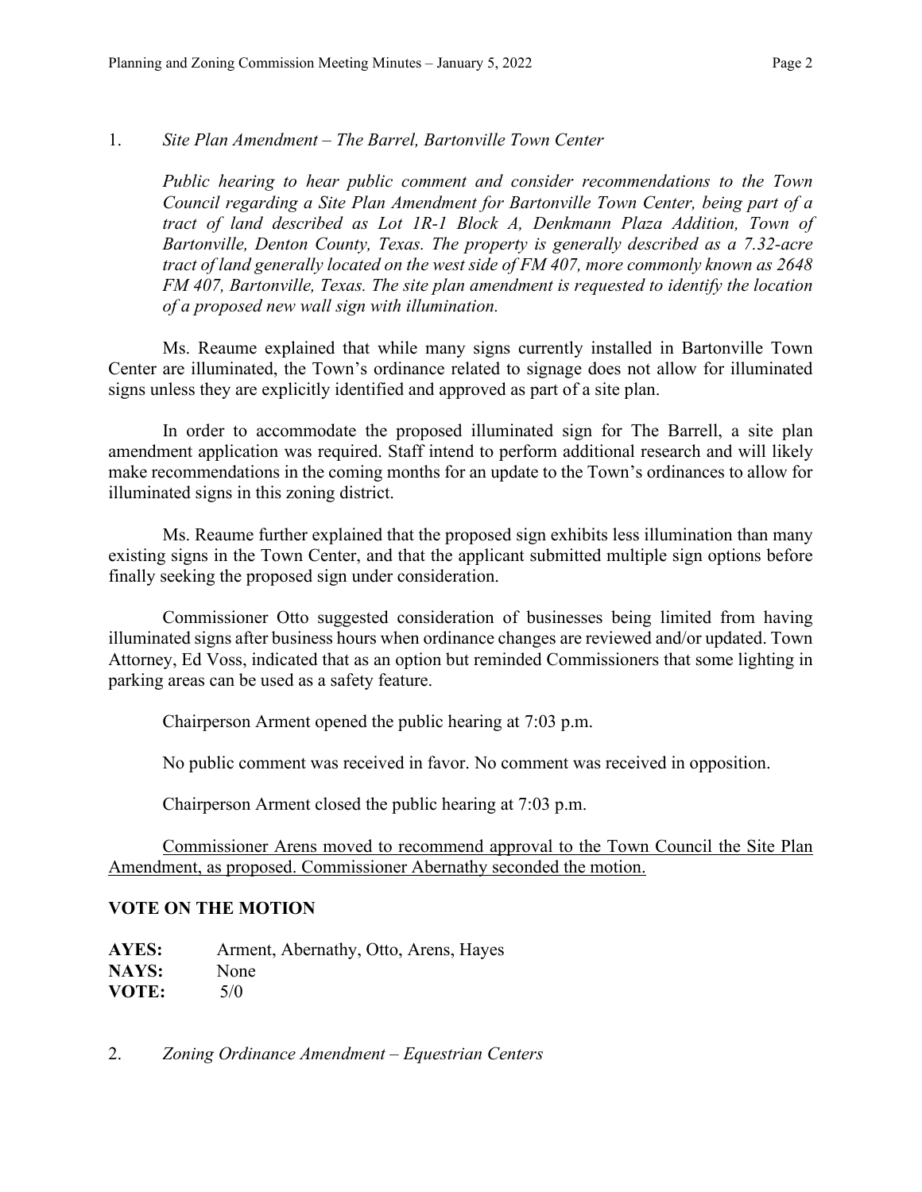1. *Site Plan Amendment – The Barrel, Bartonville Town Center*

   *Public hearing to hear public comment and consider recommendations to the Town Council regarding a Site Plan Amendment for Bartonville Town Center, being part of a tract of land described as Lot 1R-1 Block A, Denkmann Plaza Addition, Town of Bartonville, Denton County, Texas. The property is generally described as a 7.32-acre tract of land generally located on the west side of FM 407, more commonly known as 2648 FM 407, Bartonville, Texas. The site plan amendment is requested to identify the location of a proposed new wall sign with illumination.*

Ms. Reaume explained that while many signs currently installed in Bartonville Town Center are illuminated, the Town's ordinance related to signage does not allow for illuminated signs unless they are explicitly identified and approved as part of a site plan.

In order to accommodate the proposed illuminated sign for The Barrell, a site plan amendment application was required. Staff intend to perform additional research and will likely make recommendations in the coming months for an update to the Town's ordinances to allow for illuminated signs in this zoning district.

Ms. Reaume further explained that the proposed sign exhibits less illumination than many existing signs in the Town Center, and that the applicant submitted multiple sign options before finally seeking the proposed sign under consideration.

Commissioner Otto suggested consideration of businesses being limited from having illuminated signs after business hours when ordinance changes are reviewed and/or updated. Town Attorney, Ed Voss, indicated that as an option but reminded Commissioners that some lighting in parking areas can be used as a safety feature.

Chairperson Arment opened the public hearing at 7:03 p.m.

No public comment was received in favor. No comment was received in opposition.

Chairperson Arment closed the public hearing at 7:03 p.m.

<u>Commissioner Arens moved to recommend approval to the Town Council the Site Plan Amendment, as proposed. Commissioner Abernathy seconded the motion.</u>

**VOTE ON THE MOTION**

**AYES:** Arment, Abernathy, Otto, Arens, Hayes
**NAYS:** None
**VOTE:** 5/0

2. *Zoning Ordinance Amendment – Equestrian Centers*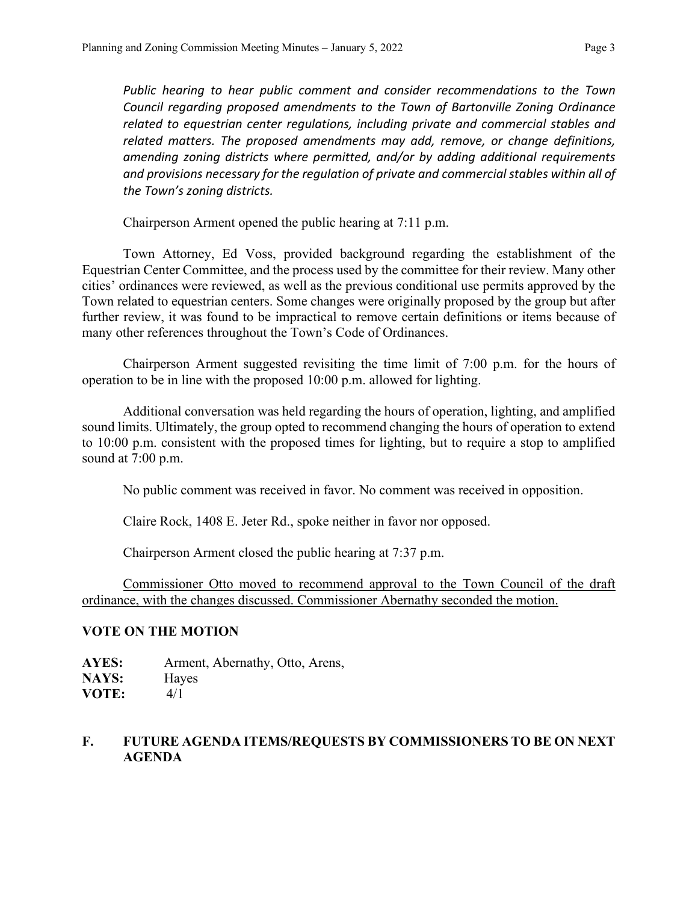*Public hearing to hear public comment and consider recommendations to the Town Council regarding proposed amendments to the Town of Bartonville Zoning Ordinance related to equestrian center regulations, including private and commercial stables and related matters. The proposed amendments may add, remove, or change definitions, amending zoning districts where permitted, and/or by adding additional requirements and provisions necessary for the regulation of private and commercial stables within all of the Town's zoning districts.*

Chairperson Arment opened the public hearing at 7:11 p.m.

Town Attorney, Ed Voss, provided background regarding the establishment of the Equestrian Center Committee, and the process used by the committee for their review. Many other cities' ordinances were reviewed, as well as the previous conditional use permits approved by the Town related to equestrian centers. Some changes were originally proposed by the group but after further review, it was found to be impractical to remove certain definitions or items because of many other references throughout the Town's Code of Ordinances.

Chairperson Arment suggested revisiting the time limit of 7:00 p.m. for the hours of operation to be in line with the proposed 10:00 p.m. allowed for lighting.

Additional conversation was held regarding the hours of operation, lighting, and amplified sound limits. Ultimately, the group opted to recommend changing the hours of operation to extend to 10:00 p.m. consistent with the proposed times for lighting, but to require a stop to amplified sound at 7:00 p.m.

No public comment was received in favor. No comment was received in opposition.

Claire Rock, 1408 E. Jeter Rd., spoke neither in favor nor opposed.

Chairperson Arment closed the public hearing at 7:37 p.m.

<u>Commissioner Otto moved to recommend approval to the Town Council of the draft ordinance, with the changes discussed. Commissioner Abernathy seconded the motion.</u>

**VOTE ON THE MOTION**

**AYES:** Arment, Abernathy, Otto, Arens,
**NAYS:** Hayes
**VOTE:** 4/1

## F. FUTURE AGENDA ITEMS/REQUESTS BY COMMISSIONERS TO BE ON NEXT AGENDA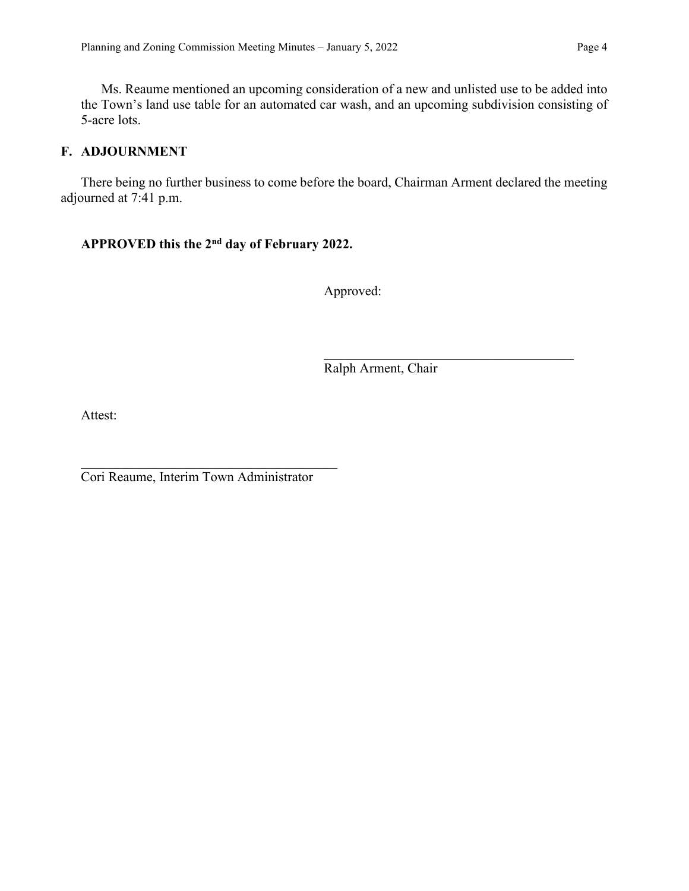Ms. Reaume mentioned an upcoming consideration of a new and unlisted use to be added into the Town's land use table for an automated car wash, and an upcoming subdivision consisting of 5-acre lots.

## F. ADJOURNMENT

There being no further business to come before the board, Chairman Arment declared the meeting adjourned at 7:41 p.m.

**APPROVED this the 2nd day of February 2022.**

Approved:

\_\_\_\_\_\_\_\_\_\_\_\_\_\_\_\_\_\_\_\_\_\_\_\_\_\_\_\_\_\_\_\_\_\_\_\_\_\_\_\_
Ralph Arment, Chair

Attest:

\_\_\_\_\_\_\_\_\_\_\_\_\_\_\_\_\_\_\_\_\_\_\_\_\_\_\_\_\_\_\_\_\_\_\_\_\_\_\_\_
Cori Reaume, Interim Town Administrator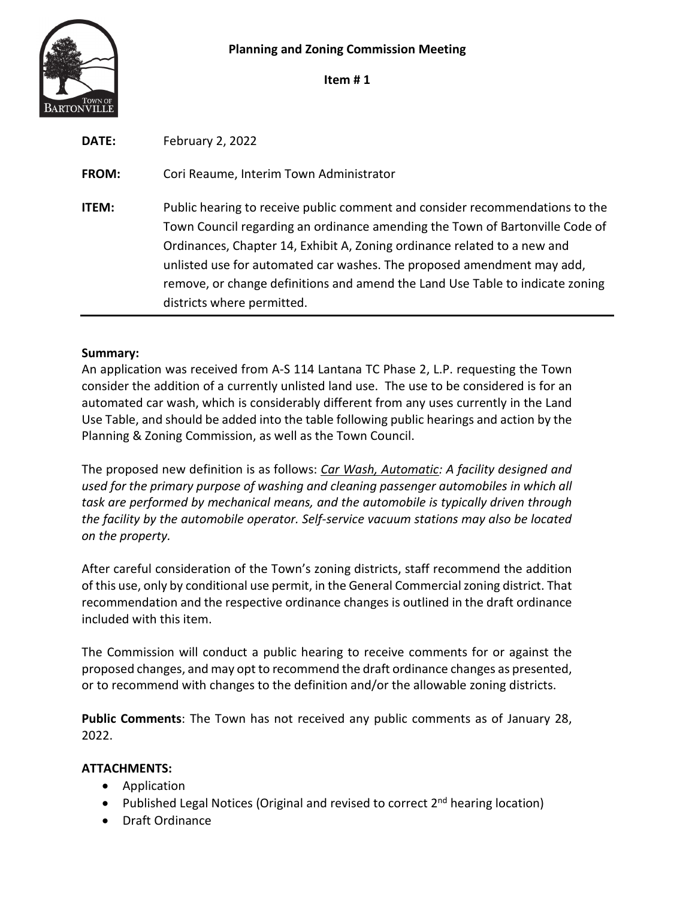**Planning and Zoning Commission Meeting**

**Item # 1**

**DATE:** February 2, 2022

**FROM:** Cori Reaume, Interim Town Administrator

**ITEM:** Public hearing to receive public comment and consider recommendations to the Town Council regarding an ordinance amending the Town of Bartonville Code of Ordinances, Chapter 14, Exhibit A, Zoning ordinance related to a new and unlisted use for automated car washes. The proposed amendment may add, remove, or change definitions and amend the Land Use Table to indicate zoning districts where permitted.

**Summary:**
An application was received from A-S 114 Lantana TC Phase 2, L.P. requesting the Town consider the addition of a currently unlisted land use. The use to be considered is for an automated car wash, which is considerably different from any uses currently in the Land Use Table, and should be added into the table following public hearings and action by the Planning & Zoning Commission, as well as the Town Council.

The proposed new definition is as follows: *<u>Car Wash, Automatic</u>: A facility designed and used for the primary purpose of washing and cleaning passenger automobiles in which all task are performed by mechanical means, and the automobile is typically driven through the facility by the automobile operator. Self-service vacuum stations may also be located on the property.*

After careful consideration of the Town's zoning districts, staff recommend the addition of this use, only by conditional use permit, in the General Commercial zoning district. That recommendation and the respective ordinance changes is outlined in the draft ordinance included with this item.

The Commission will conduct a public hearing to receive comments for or against the proposed changes, and may opt to recommend the draft ordinance changes as presented, or to recommend with changes to the definition and/or the allowable zoning districts.

**Public Comments**: The Town has not received any public comments as of January 28, 2022.

**ATTACHMENTS:**
- Application
- Published Legal Notices (Original and revised to correct 2nd hearing location)
- Draft Ordinance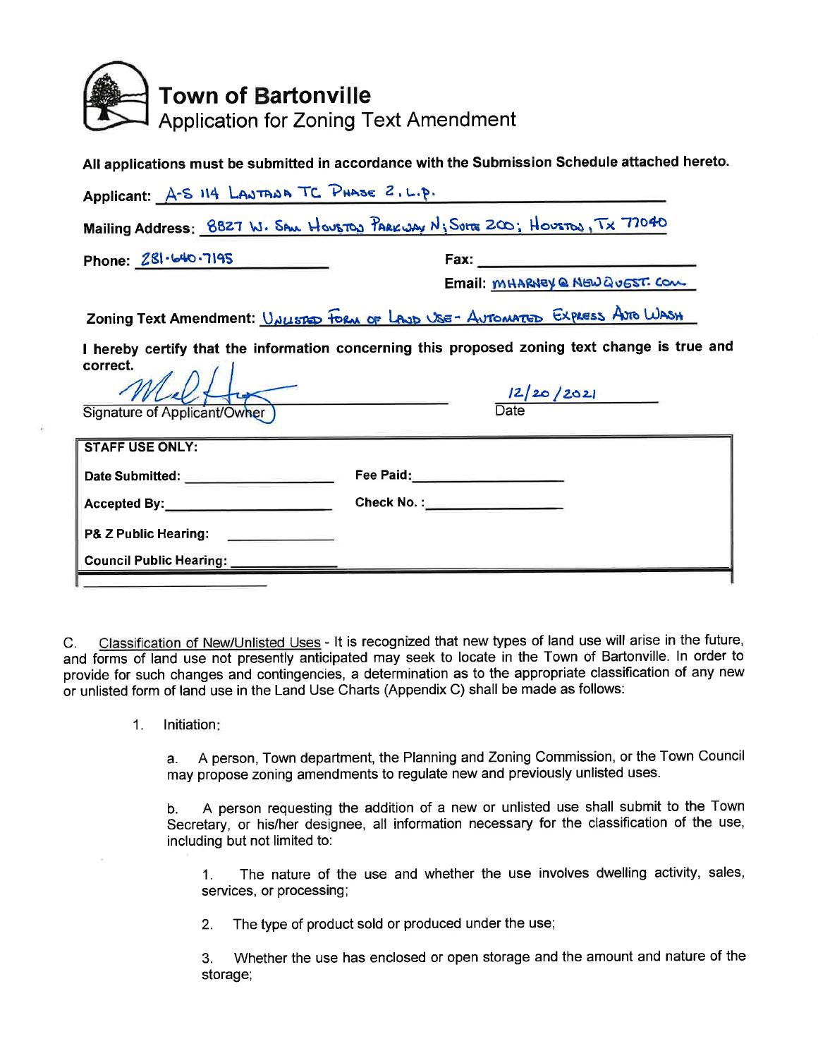# Town of Bartonville

## Application for Zoning Text Amendment

**All applications must be submitted in accordance with the Submission Schedule attached hereto.**

**Applicant:** A-S 114 LANTANA TC PHASE 2, L.P.

**Mailing Address:** 8827 W. SAM HOUSTON PARKWAY N; SUITE 200; HOUSTON, TX 77040

**Phone:** 281-640-7195 **Fax:** ____________

**Email:** MHARNEY@NEWQUEST.COM

**Zoning Text Amendment:** UNLISTED FORM OF LAND USE - AUTOMATED EXPRESS AUTO WASH

**I hereby certify that the information concerning this proposed zoning text change is true and correct.**

Signature of Applicant/Owner: [signature] Date: 12/20/2021

| STAFF USE ONLY: | |
|---|---|
| Date Submitted: ____________ | Fee Paid: ____________ |
| Accepted By: ____________ | Check No.: ____________ |
| P& Z Public Hearing: ____________ | |
| Council Public Hearing: ____________ | |

C. Classification of New/Unlisted Uses - It is recognized that new types of land use will arise in the future, and forms of land use not presently anticipated may seek to locate in the Town of Bartonville. In order to provide for such changes and contingencies, a determination as to the appropriate classification of any new or unlisted form of land use in the Land Use Charts (Appendix C) shall be made as follows:

1. Initiation:

   a. A person, Town department, the Planning and Zoning Commission, or the Town Council may propose zoning amendments to regulate new and previously unlisted uses.

   b. A person requesting the addition of a new or unlisted use shall submit to the Town Secretary, or his/her designee, all information necessary for the classification of the use, including but not limited to:

      1. The nature of the use and whether the use involves dwelling activity, sales, services, or processing;

      2. The type of product sold or produced under the use;

      3. Whether the use has enclosed or open storage and the amount and nature of the storage;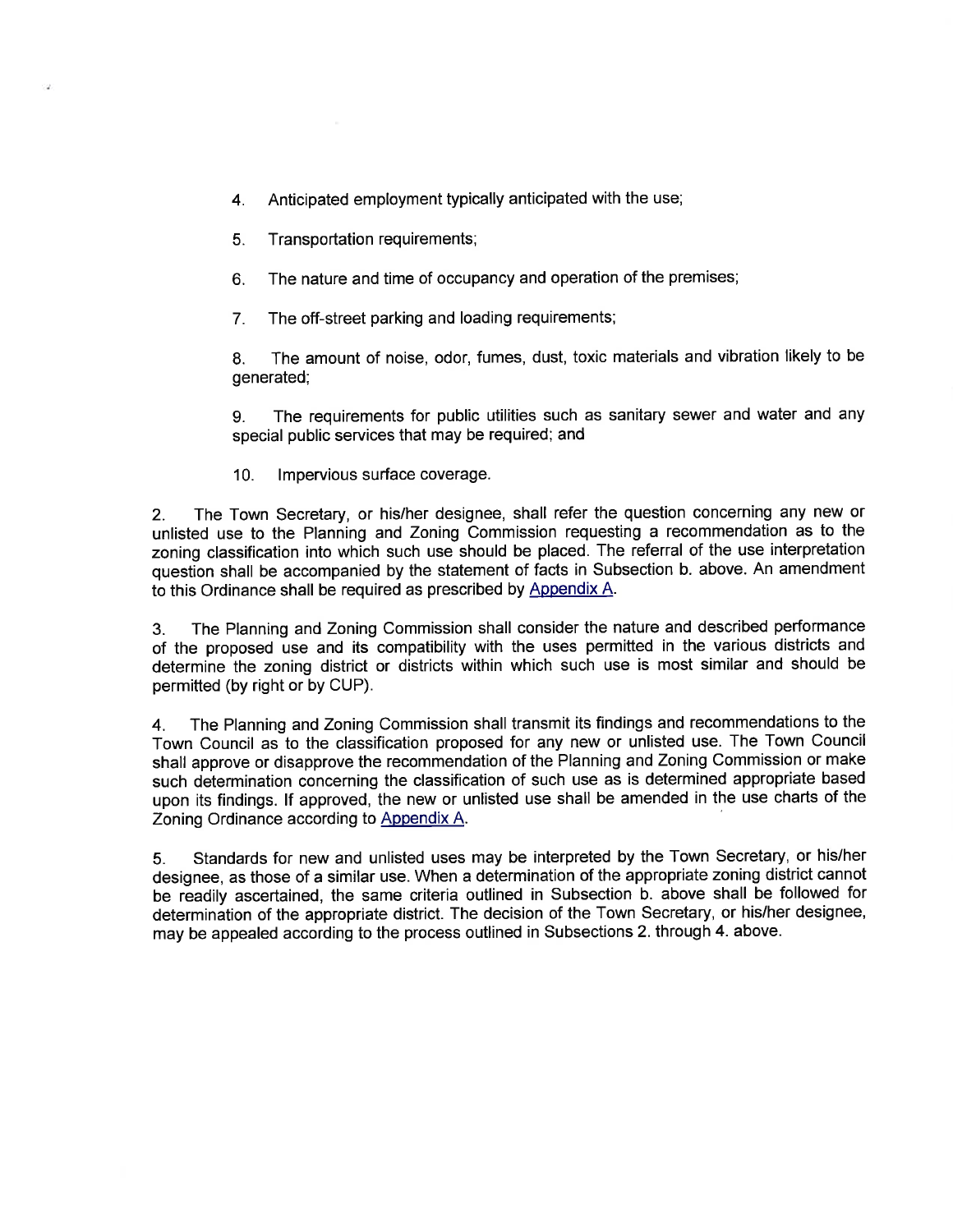4. Anticipated employment typically anticipated with the use;

5. Transportation requirements;

6. The nature and time of occupancy and operation of the premises;

7. The off-street parking and loading requirements;

8. The amount of noise, odor, fumes, dust, toxic materials and vibration likely to be generated;

9. The requirements for public utilities such as sanitary sewer and water and any special public services that may be required; and

10. Impervious surface coverage.

2. The Town Secretary, or his/her designee, shall refer the question concerning any new or unlisted use to the Planning and Zoning Commission requesting a recommendation as to the zoning classification into which such use should be placed. The referral of the use interpretation question shall be accompanied by the statement of facts in Subsection b. above. An amendment to this Ordinance shall be required as prescribed by Appendix A.

3. The Planning and Zoning Commission shall consider the nature and described performance of the proposed use and its compatibility with the uses permitted in the various districts and determine the zoning district or districts within which such use is most similar and should be permitted (by right or by CUP).

4. The Planning and Zoning Commission shall transmit its findings and recommendations to the Town Council as to the classification proposed for any new or unlisted use. The Town Council shall approve or disapprove the recommendation of the Planning and Zoning Commission or make such determination concerning the classification of such use as is determined appropriate based upon its findings. If approved, the new or unlisted use shall be amended in the use charts of the Zoning Ordinance according to Appendix A.

5. Standards for new and unlisted uses may be interpreted by the Town Secretary, or his/her designee, as those of a similar use. When a determination of the appropriate zoning district cannot be readily ascertained, the same criteria outlined in Subsection b. above shall be followed for determination of the appropriate district. The decision of the Town Secretary, or his/her designee, may be appealed according to the process outlined in Subsections 2. through 4. above.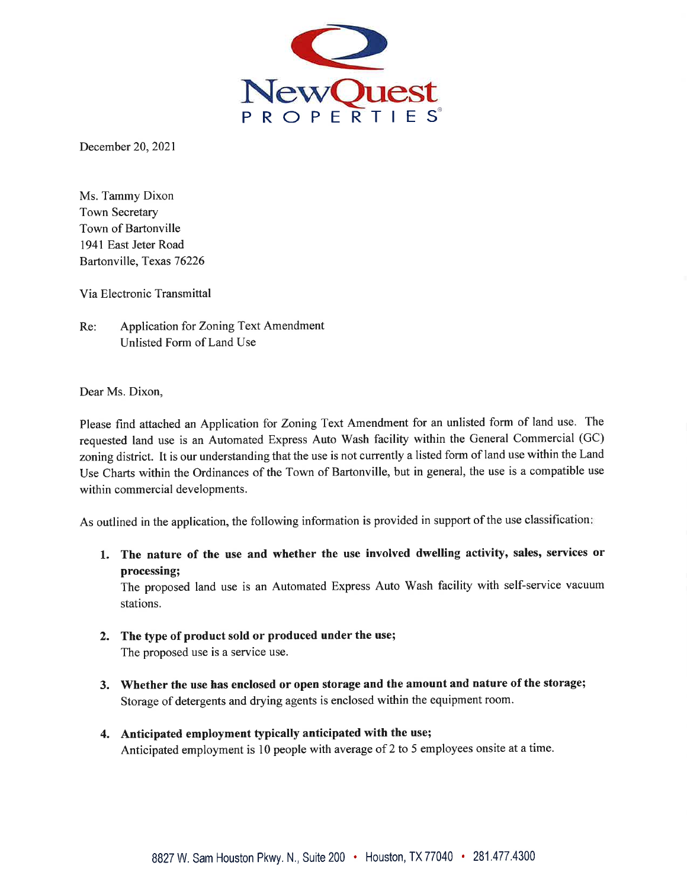NewQuest
PROPERTIES®

December 20, 2021

Ms. Tammy Dixon
Town Secretary
Town of Bartonville
1941 East Jeter Road
Bartonville, Texas 76226

Via Electronic Transmittal

Re: Application for Zoning Text Amendment
Unlisted Form of Land Use

Dear Ms. Dixon,

Please find attached an Application for Zoning Text Amendment for an unlisted form of land use. The requested land use is an Automated Express Auto Wash facility within the General Commercial (GC) zoning district. It is our understanding that the use is not currently a listed form of land use within the Land Use Charts within the Ordinances of the Town of Bartonville, but in general, the use is a compatible use within commercial developments.

As outlined in the application, the following information is provided in support of the use classification:

1. **The nature of the use and whether the use involved dwelling activity, sales, services or processing;**
   The proposed land use is an Automated Express Auto Wash facility with self-service vacuum stations.

2. **The type of product sold or produced under the use;**
   The proposed use is a service use.

3. **Whether the use has enclosed or open storage and the amount and nature of the storage;**
   Storage of detergents and drying agents is enclosed within the equipment room.

4. **Anticipated employment typically anticipated with the use;**
   Anticipated employment is 10 people with average of 2 to 5 employees onsite at a time.

8827 W. Sam Houston Pkwy. N., Suite 200 • Houston, TX 77040 • 281.477.4300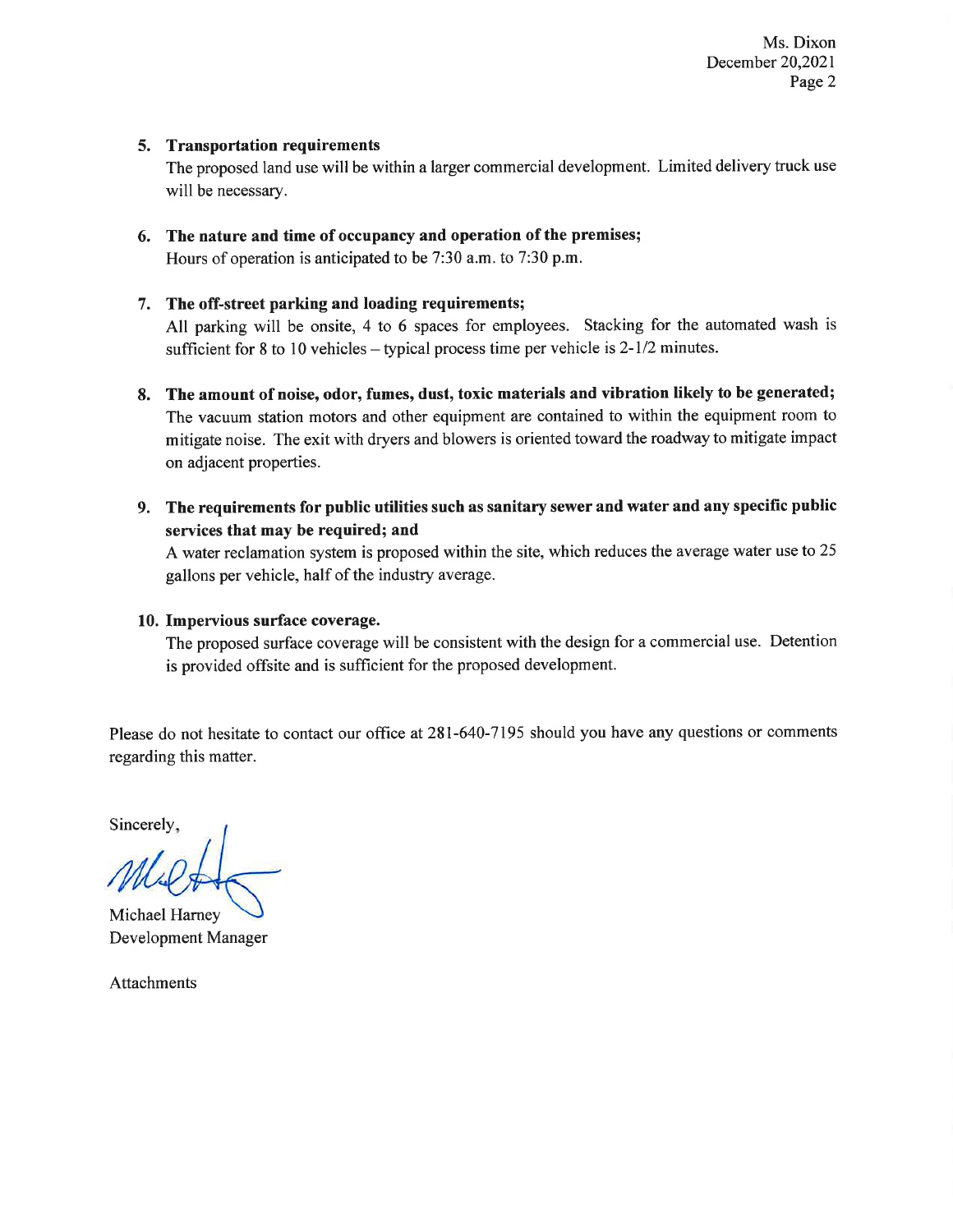**5. Transportation requirements**

The proposed land use will be within a larger commercial development. Limited delivery truck use will be necessary.

**6. The nature and time of occupancy and operation of the premises;**

Hours of operation is anticipated to be 7:30 a.m. to 7:30 p.m.

**7. The off-street parking and loading requirements;**

All parking will be onsite, 4 to 6 spaces for employees. Stacking for the automated wash is sufficient for 8 to 10 vehicles – typical process time per vehicle is 2-1/2 minutes.

**8. The amount of noise, odor, fumes, dust, toxic materials and vibration likely to be generated;**

The vacuum station motors and other equipment are contained to within the equipment room to mitigate noise. The exit with dryers and blowers is oriented toward the roadway to mitigate impact on adjacent properties.

**9. The requirements for public utilities such as sanitary sewer and water and any specific public services that may be required; and**

A water reclamation system is proposed within the site, which reduces the average water use to 25 gallons per vehicle, half of the industry average.

**10. Impervious surface coverage.**

The proposed surface coverage will be consistent with the design for a commercial use. Detention is provided offsite and is sufficient for the proposed development.

Please do not hesitate to contact our office at 281-640-7195 should you have any questions or comments regarding this matter.

Sincerely,

Michael Harney
Development Manager

Attachments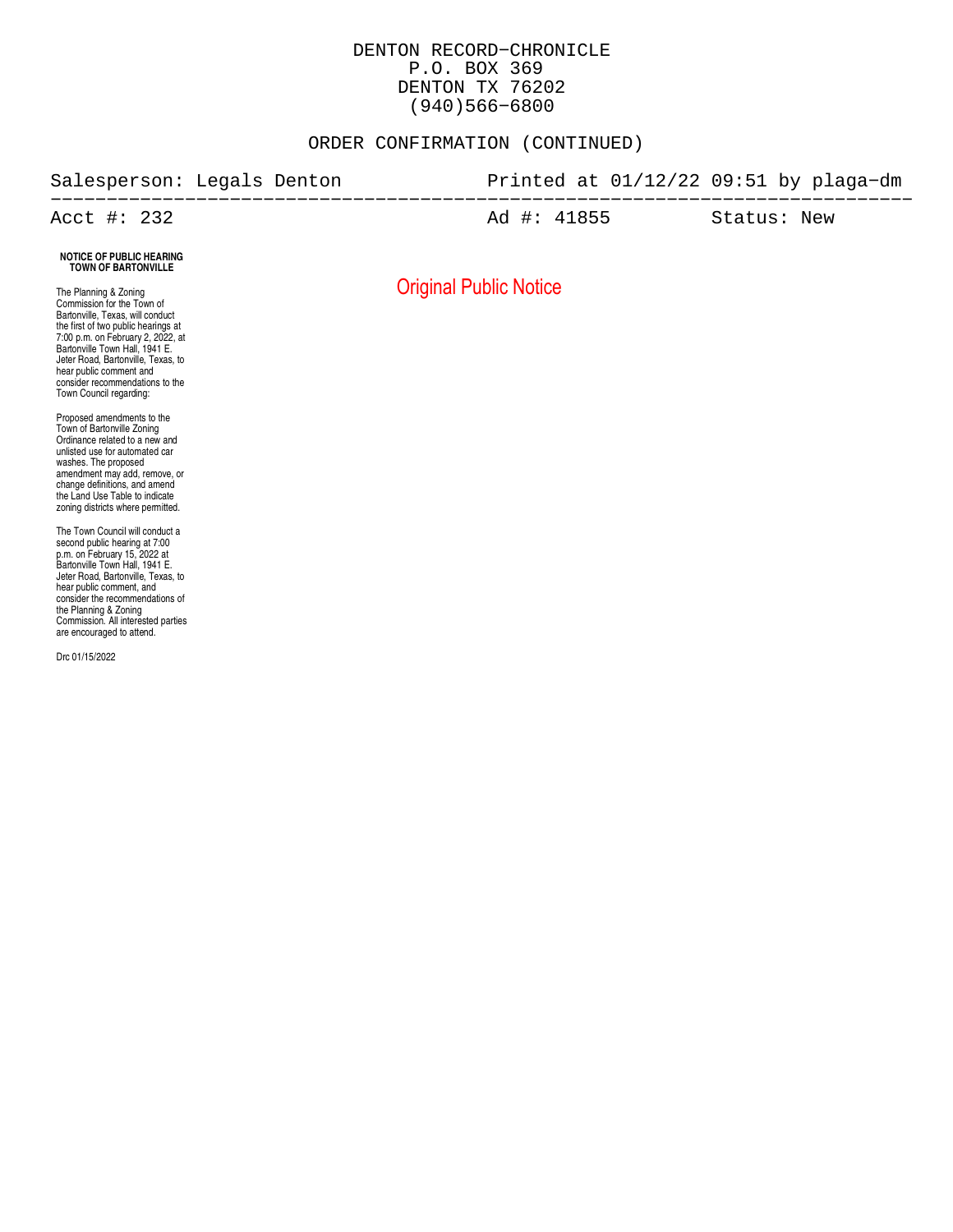DENTON RECORD-CHRONICLE
P.O. BOX 369
DENTON TX 76202
(940)566-6800

ORDER CONFIRMATION (CONTINUED)

Salesperson: Legals Denton    Printed at 01/12/22 09:51 by plaga-dm

---

Acct #: 232    Ad #: 41855    Status: New

**NOTICE OF PUBLIC HEARING**
**TOWN OF BARTONVILLE**

Original Public Notice

The Planning & Zoning Commission for the Town of Bartonville, Texas, will conduct the first of two public hearings at 7:00 p.m. on February 2, 2022, at Bartonville Town Hall, 1941 E. Jeter Road, Bartonville, Texas, to hear public comment and consider recommendations to the Town Council regarding:

Proposed amendments to the Town of Bartonville Zoning Ordinance related to a new and unlisted use for automated car washes. The proposed amendment may add, remove, or change definitions, and amend the Land Use Table to indicate zoning districts where permitted.

The Town Council will conduct a second public hearing at 7:00 p.m. on February 15, 2022 at Bartonville Town Hall, 1941 E. Jeter Road, Bartonville, Texas, to hear public comment, and consider the recommendations of the Planning & Zoning Commission. All interested parties are encouraged to attend.

Drc 01/15/2022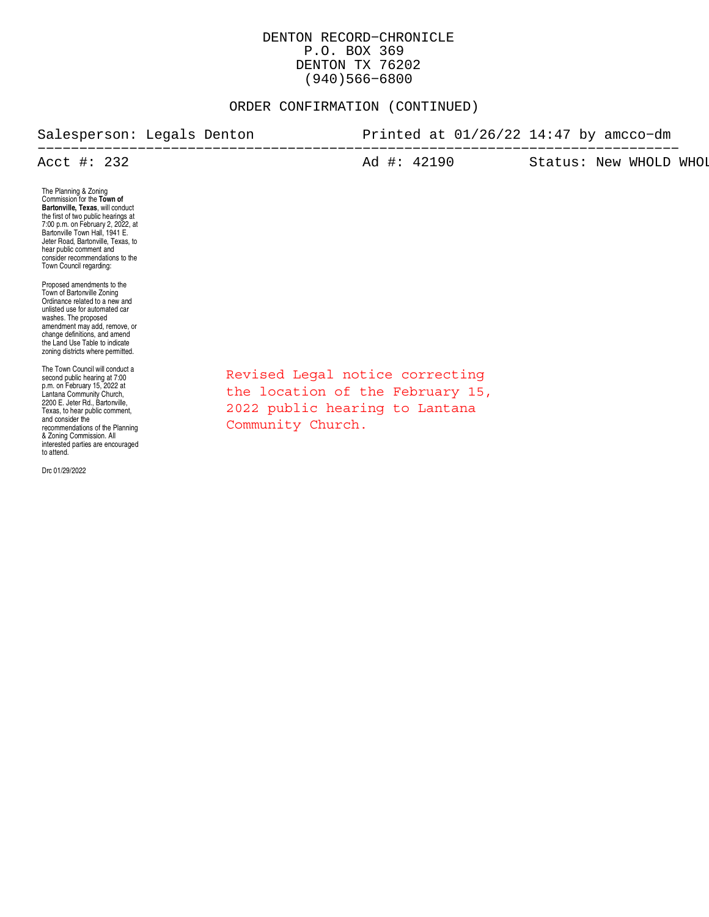DENTON RECORD-CHRONICLE
P.O. BOX 369
DENTON TX 76202
(940)566-6800

ORDER CONFIRMATION (CONTINUED)

Salesperson: Legals Denton          Printed at 01/26/22 14:47 by amcco-dm

---

Acct #: 232          Ad #: 42190          Status: New WHOLD WHOL

The Planning & Zoning Commission for the **Town of Bartonville, Texas**, will conduct the first of two public hearings at 7:00 p.m. on February 2, 2022, at Bartonville Town Hall, 1941 E. Jeter Road, Bartonville, Texas, to hear public comment and consider recommendations to the Town Council regarding:

Proposed amendments to the Town of Bartonville Zoning Ordinance related to a new and unlisted use for automated car washes. The proposed amendment may add, remove, or change definitions, and amend the Land Use Table to indicate zoning districts where permitted.

The Town Council will conduct a second public hearing at 7:00 p.m. on February 15, 2022 at Lantana Community Church, 2200 E. Jeter Rd., Bartonville, Texas, to hear public comment, and consider the recommendations of the Planning & Zoning Commission. All interested parties are encouraged to attend.

Drc 01/29/2022

Revised Legal notice correcting the location of the February 15, 2022 public hearing to Lantana Community Church.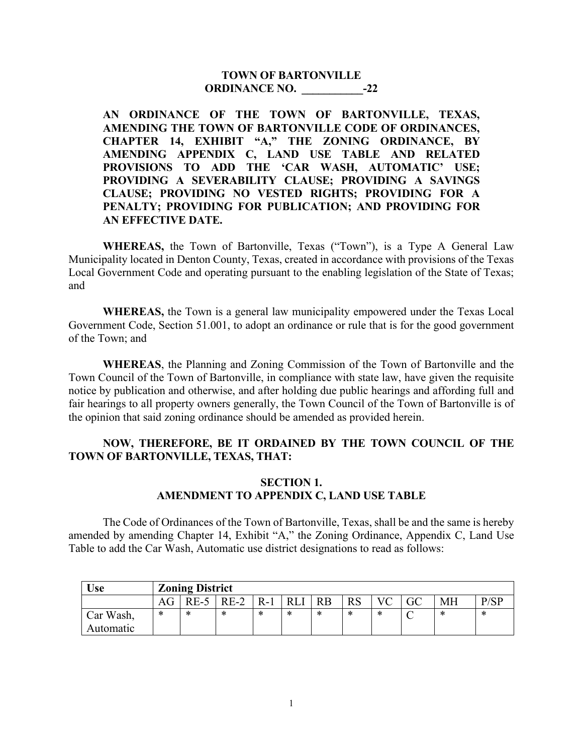**TOWN OF BARTONVILLE**
**ORDINANCE NO. \_\_\_\_\_\_\_\_\_\_\_-22**

**AN ORDINANCE OF THE TOWN OF BARTONVILLE, TEXAS, AMENDING THE TOWN OF BARTONVILLE CODE OF ORDINANCES, CHAPTER 14, EXHIBIT "A," THE ZONING ORDINANCE, BY AMENDING APPENDIX C, LAND USE TABLE AND RELATED PROVISIONS TO ADD THE 'CAR WASH, AUTOMATIC' USE; PROVIDING A SEVERABILITY CLAUSE; PROVIDING A SAVINGS CLAUSE; PROVIDING NO VESTED RIGHTS; PROVIDING FOR A PENALTY; PROVIDING FOR PUBLICATION; AND PROVIDING FOR AN EFFECTIVE DATE.**

**WHEREAS,** the Town of Bartonville, Texas ("Town"), is a Type A General Law Municipality located in Denton County, Texas, created in accordance with provisions of the Texas Local Government Code and operating pursuant to the enabling legislation of the State of Texas; and

**WHEREAS,** the Town is a general law municipality empowered under the Texas Local Government Code, Section 51.001, to adopt an ordinance or rule that is for the good government of the Town; and

**WHEREAS**, the Planning and Zoning Commission of the Town of Bartonville and the Town Council of the Town of Bartonville, in compliance with state law, have given the requisite notice by publication and otherwise, and after holding due public hearings and affording full and fair hearings to all property owners generally, the Town Council of the Town of Bartonville is of the opinion that said zoning ordinance should be amended as provided herein.

**NOW, THEREFORE, BE IT ORDAINED BY THE TOWN COUNCIL OF THE TOWN OF BARTONVILLE, TEXAS, THAT:**

**SECTION 1.**
**AMENDMENT TO APPENDIX C, LAND USE TABLE**

The Code of Ordinances of the Town of Bartonville, Texas, shall be and the same is hereby amended by amending Chapter 14, Exhibit "A," the Zoning Ordinance, Appendix C, Land Use Table to add the Car Wash, Automatic use district designations to read as follows:

| **Use** | **Zoning District** | | | | | | | | | | |
|---|---|---|---|---|---|---|---|---|---|---|---|
| | AG | RE-5 | RE-2 | R-1 | RLI | RB | RS | VC | GC | MH | P/SP |
| Car Wash, Automatic | * | * | * | * | * | * | * | * | C | * | * |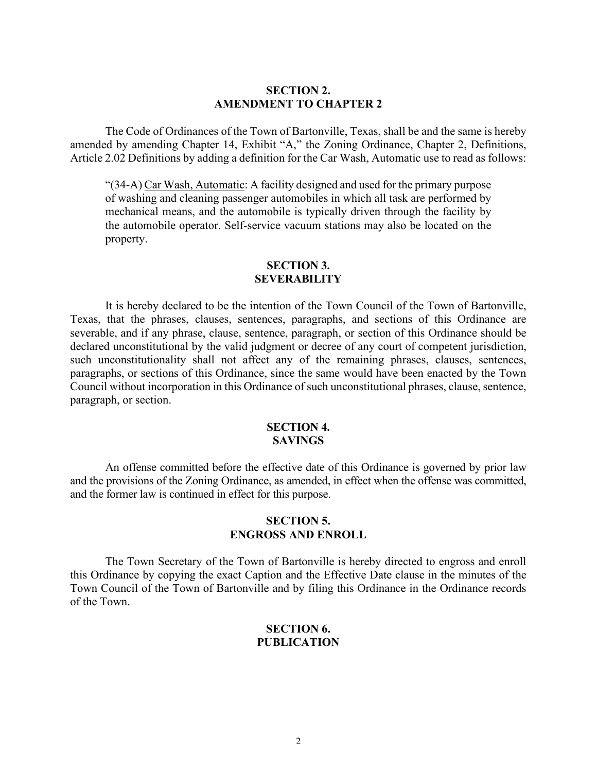**SECTION 2.**
**AMENDMENT TO CHAPTER 2**

The Code of Ordinances of the Town of Bartonville, Texas, shall be and the same is hereby amended by amending Chapter 14, Exhibit "A," the Zoning Ordinance, Chapter 2, Definitions, Article 2.02 Definitions by adding a definition for the Car Wash, Automatic use to read as follows:

> "(34-A) Car Wash, Automatic: A facility designed and used for the primary purpose of washing and cleaning passenger automobiles in which all task are performed by mechanical means, and the automobile is typically driven through the facility by the automobile operator. Self-service vacuum stations may also be located on the property.

**SECTION 3.**
**SEVERABILITY**

It is hereby declared to be the intention of the Town Council of the Town of Bartonville, Texas, that the phrases, clauses, sentences, paragraphs, and sections of this Ordinance are severable, and if any phrase, clause, sentence, paragraph, or section of this Ordinance should be declared unconstitutional by the valid judgment or decree of any court of competent jurisdiction, such unconstitutionality shall not affect any of the remaining phrases, clauses, sentences, paragraphs, or sections of this Ordinance, since the same would have been enacted by the Town Council without incorporation in this Ordinance of such unconstitutional phrases, clause, sentence, paragraph, or section.

**SECTION 4.**
**SAVINGS**

An offense committed before the effective date of this Ordinance is governed by prior law and the provisions of the Zoning Ordinance, as amended, in effect when the offense was committed, and the former law is continued in effect for this purpose.

**SECTION 5.**
**ENGROSS AND ENROLL**

The Town Secretary of the Town of Bartonville is hereby directed to engross and enroll this Ordinance by copying the exact Caption and the Effective Date clause in the minutes of the Town Council of the Town of Bartonville and by filing this Ordinance in the Ordinance records of the Town.

**SECTION 6.**
**PUBLICATION**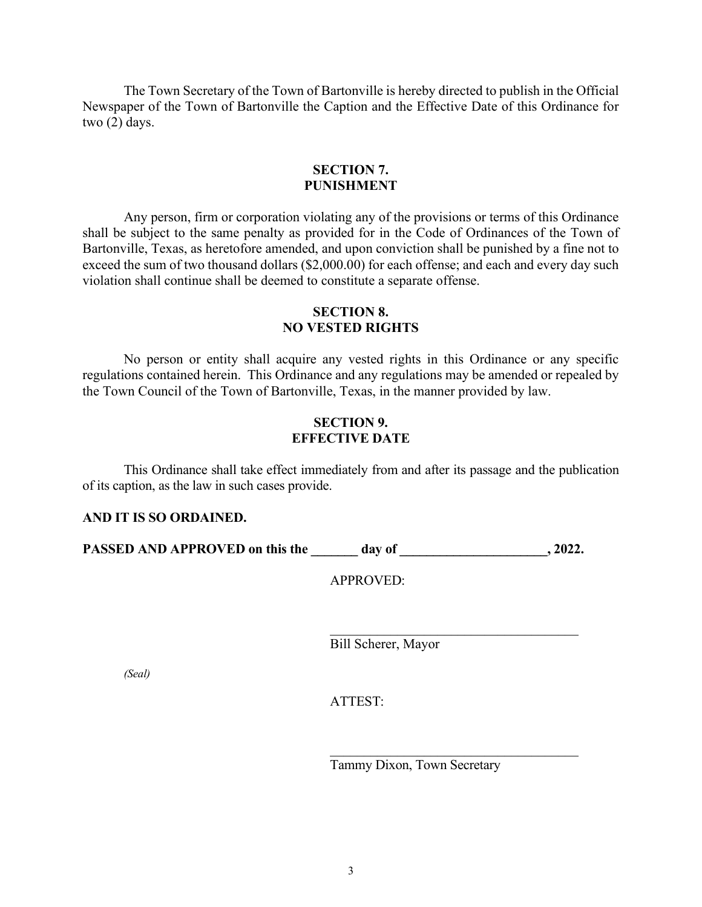The Town Secretary of the Town of Bartonville is hereby directed to publish in the Official Newspaper of the Town of Bartonville the Caption and the Effective Date of this Ordinance for two (2) days.

## SECTION 7.
## PUNISHMENT

Any person, firm or corporation violating any of the provisions or terms of this Ordinance shall be subject to the same penalty as provided for in the Code of Ordinances of the Town of Bartonville, Texas, as heretofore amended, and upon conviction shall be punished by a fine not to exceed the sum of two thousand dollars ($2,000.00) for each offense; and each and every day such violation shall continue shall be deemed to constitute a separate offense.

## SECTION 8.
## NO VESTED RIGHTS

No person or entity shall acquire any vested rights in this Ordinance or any specific regulations contained herein. This Ordinance and any regulations may be amended or repealed by the Town Council of the Town of Bartonville, Texas, in the manner provided by law.

## SECTION 9.
## EFFECTIVE DATE

This Ordinance shall take effect immediately from and after its passage and the publication of its caption, as the law in such cases provide.

**AND IT IS SO ORDAINED.**

**PASSED AND APPROVED on this the _______ day of ______________________, 2022.**

APPROVED:

______________________________________
Bill Scherer, Mayor

*(Seal)*

ATTEST:

______________________________________
Tammy Dixon, Town Secretary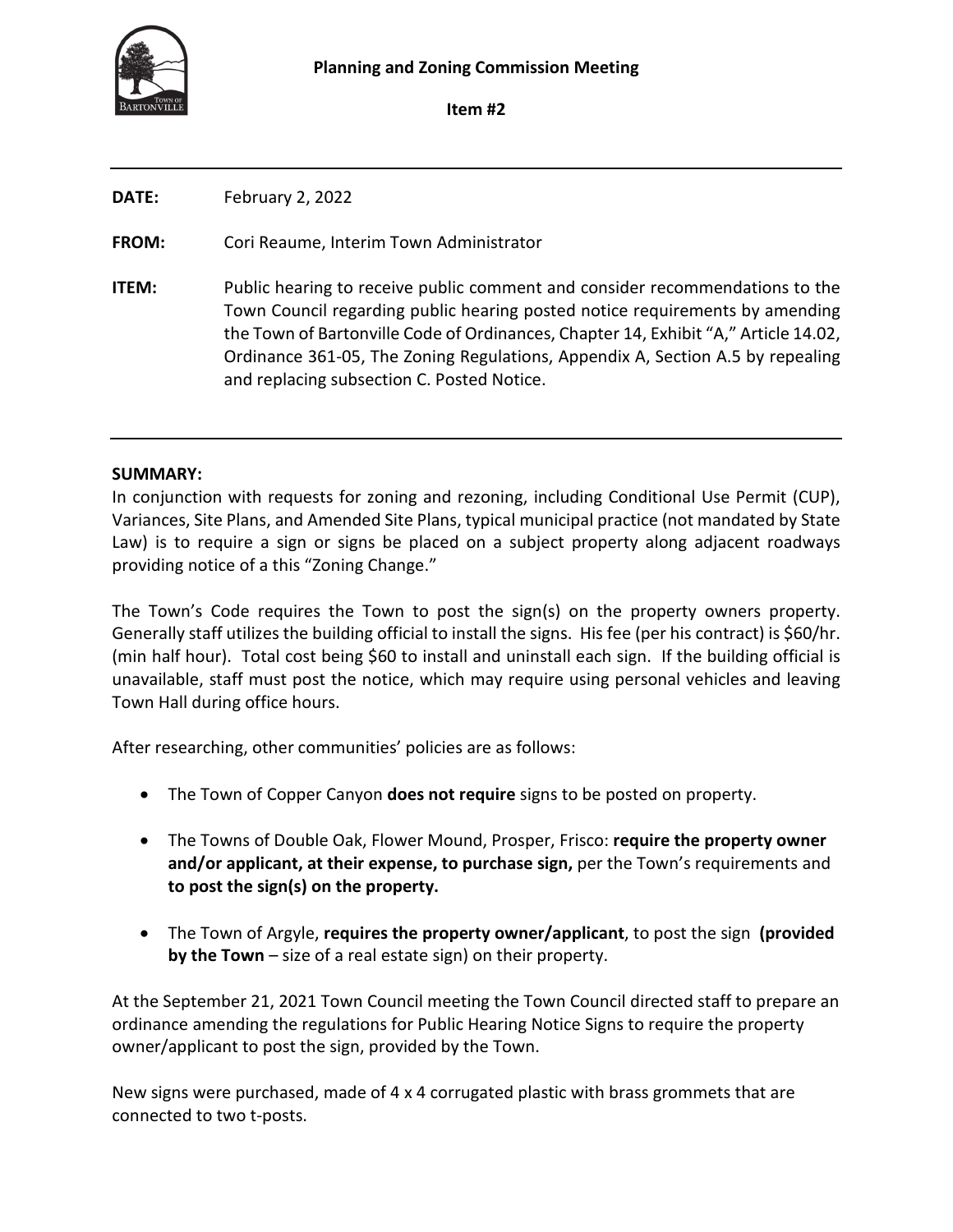**Planning and Zoning Commission Meeting**

**Item #2**

---

**DATE:** February 2, 2022

**FROM:** Cori Reaume, Interim Town Administrator

**ITEM:** Public hearing to receive public comment and consider recommendations to the Town Council regarding public hearing posted notice requirements by amending the Town of Bartonville Code of Ordinances, Chapter 14, Exhibit "A," Article 14.02, Ordinance 361-05, The Zoning Regulations, Appendix A, Section A.5 by repealing and replacing subsection C. Posted Notice.

---

**SUMMARY:**

In conjunction with requests for zoning and rezoning, including Conditional Use Permit (CUP), Variances, Site Plans, and Amended Site Plans, typical municipal practice (not mandated by State Law) is to require a sign or signs be placed on a subject property along adjacent roadways providing notice of a this "Zoning Change."

The Town's Code requires the Town to post the sign(s) on the property owners property. Generally staff utilizes the building official to install the signs. His fee (per his contract) is $60/hr. (min half hour). Total cost being $60 to install and uninstall each sign. If the building official is unavailable, staff must post the notice, which may require using personal vehicles and leaving Town Hall during office hours.

After researching, other communities' policies are as follows:

- The Town of Copper Canyon **does not require** signs to be posted on property.
- The Towns of Double Oak, Flower Mound, Prosper, Frisco: **require the property owner and/or applicant, at their expense, to purchase sign,** per the Town's requirements and **to post the sign(s) on the property.**
- The Town of Argyle, **requires the property owner/applicant**, to post the sign **(provided by the Town** – size of a real estate sign) on their property.

At the September 21, 2021 Town Council meeting the Town Council directed staff to prepare an ordinance amending the regulations for Public Hearing Notice Signs to require the property owner/applicant to post the sign, provided by the Town.

New signs were purchased, made of 4 x 4 corrugated plastic with brass grommets that are connected to two t-posts.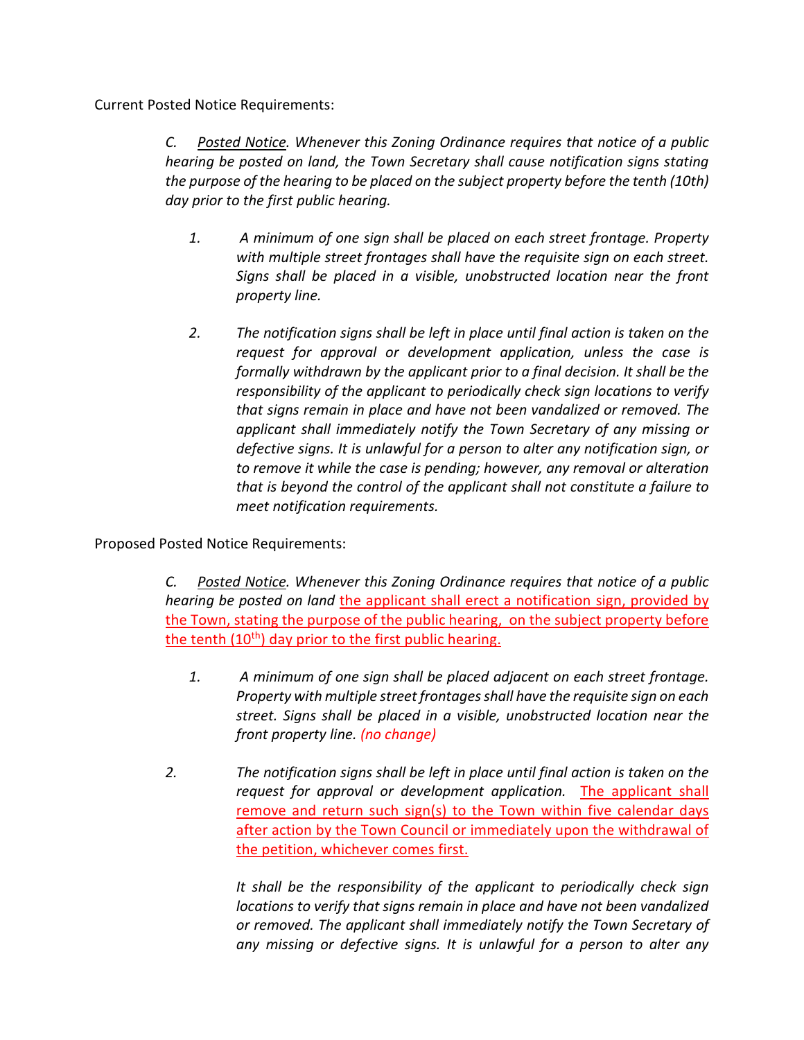Current Posted Notice Requirements:

> *C. Posted Notice. Whenever this Zoning Ordinance requires that notice of a public hearing be posted on land, the Town Secretary shall cause notification signs stating the purpose of the hearing to be placed on the subject property before the tenth (10th) day prior to the first public hearing.*
>
> 1. *A minimum of one sign shall be placed on each street frontage. Property with multiple street frontages shall have the requisite sign on each street. Signs shall be placed in a visible, unobstructed location near the front property line.*
>
> 2. *The notification signs shall be left in place until final action is taken on the request for approval or development application, unless the case is formally withdrawn by the applicant prior to a final decision. It shall be the responsibility of the applicant to periodically check sign locations to verify that signs remain in place and have not been vandalized or removed. The applicant shall immediately notify the Town Secretary of any missing or defective signs. It is unlawful for a person to alter any notification sign, or to remove it while the case is pending; however, any removal or alteration that is beyond the control of the applicant shall not constitute a failure to meet notification requirements.*

Proposed Posted Notice Requirements:

> *C. Posted Notice. Whenever this Zoning Ordinance requires that notice of a public hearing be posted on land* the applicant shall erect a notification sign, provided by the Town, stating the purpose of the public hearing, on the subject property before the tenth (10th) day prior to the first public hearing.
>
> 1. *A minimum of one sign shall be placed adjacent on each street frontage. Property with multiple street frontages shall have the requisite sign on each street. Signs shall be placed in a visible, unobstructed location near the front property line. (no change)*
>
> 2. *The notification signs shall be left in place until final action is taken on the request for approval or development application.* The applicant shall remove and return such sign(s) to the Town within five calendar days after action by the Town Council or immediately upon the withdrawal of the petition, whichever comes first.
>
> *It shall be the responsibility of the applicant to periodically check sign locations to verify that signs remain in place and have not been vandalized or removed. The applicant shall immediately notify the Town Secretary of any missing or defective signs. It is unlawful for a person to alter any*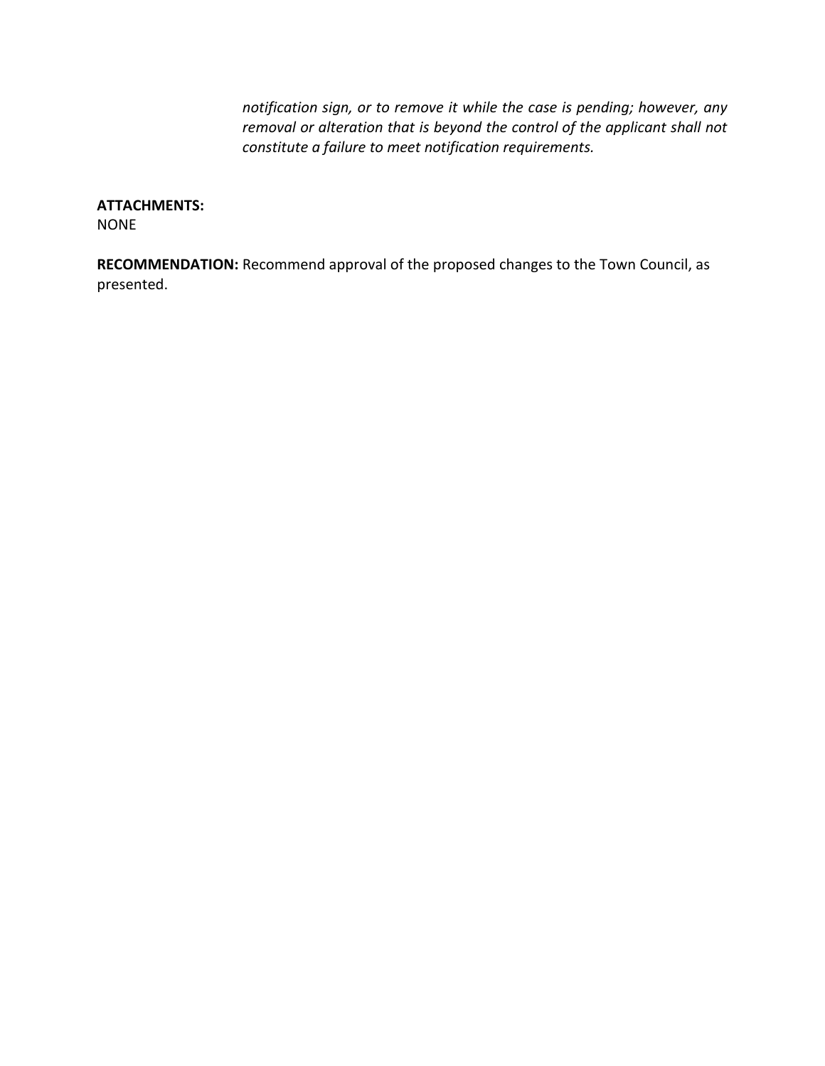*notification sign, or to remove it while the case is pending; however, any removal or alteration that is beyond the control of the applicant shall not constitute a failure to meet notification requirements.*

**ATTACHMENTS:**
NONE

**RECOMMENDATION:** Recommend approval of the proposed changes to the Town Council, as presented.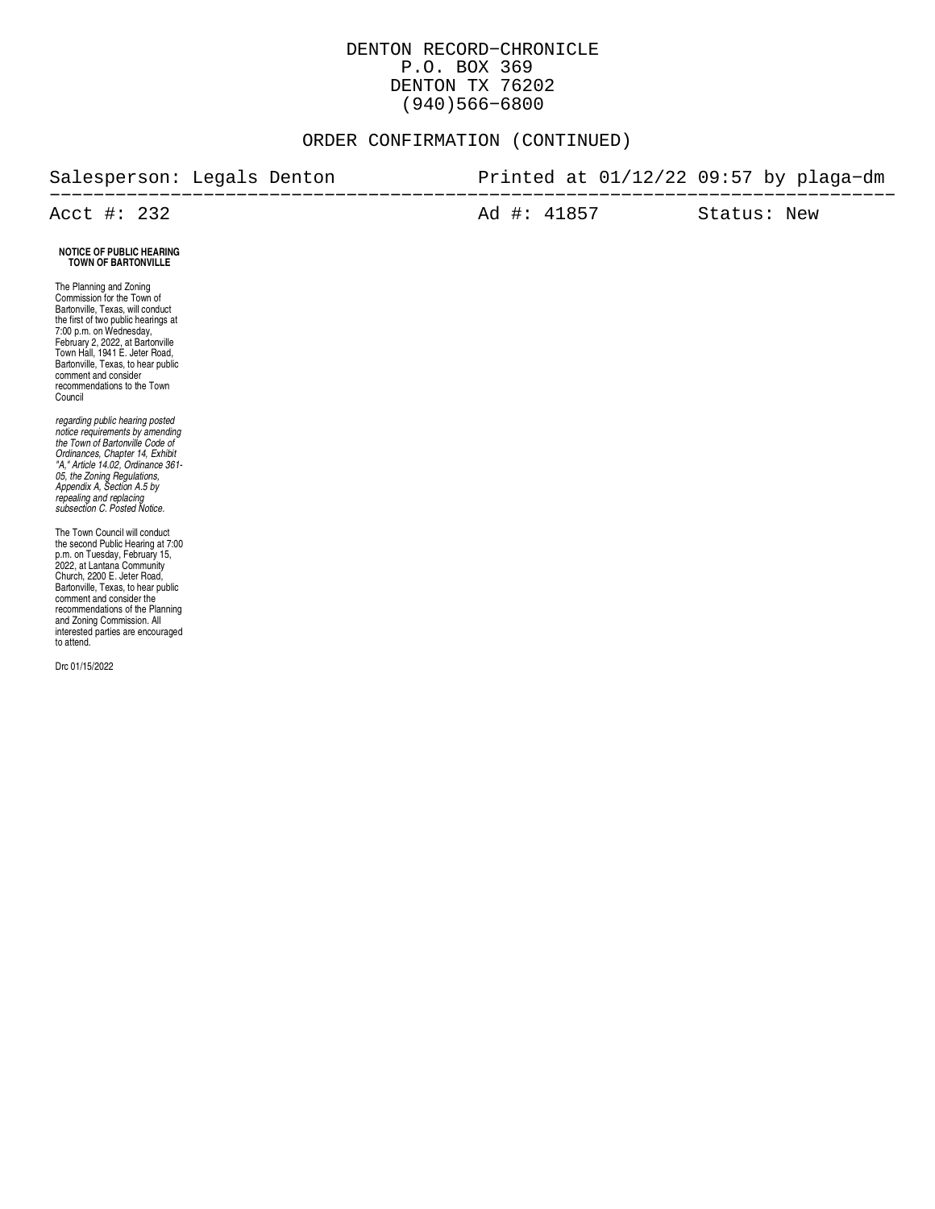DENTON RECORD−CHRONICLE
P.O. BOX 369
DENTON TX 76202
(940)566−6800

ORDER CONFIRMATION (CONTINUED)

Salesperson: Legals Denton Printed at 01/12/22 09:57 by plaga−dm

Acct #: 232 Ad #: 41857 Status: New

**NOTICE OF PUBLIC HEARING**
**TOWN OF BARTONVILLE**

The Planning and Zoning Commission for the Town of Bartonville, Texas, will conduct the first of two public hearings at 7:00 p.m. on Wednesday, February 2, 2022, at Bartonville Town Hall, 1941 E. Jeter Road, Bartonville, Texas, to hear public comment and consider recommendations to the Town Council

*regarding public hearing posted notice requirements by amending the Town of Bartonville Code of Ordinances, Chapter 14, Exhibit "A," Article 14.02, Ordinance 361-05, the Zoning Regulations, Appendix A, Section A.5 by repealing and replacing subsection C. Posted Notice.*

The Town Council will conduct the second Public Hearing at 7:00 p.m. on Tuesday, February 15, 2022, at Lantana Community Church, 2200 E. Jeter Road, Bartonville, Texas, to hear public comment and consider the recommendations of the Planning and Zoning Commission. All interested parties are encouraged to attend.

Drc 01/15/2022